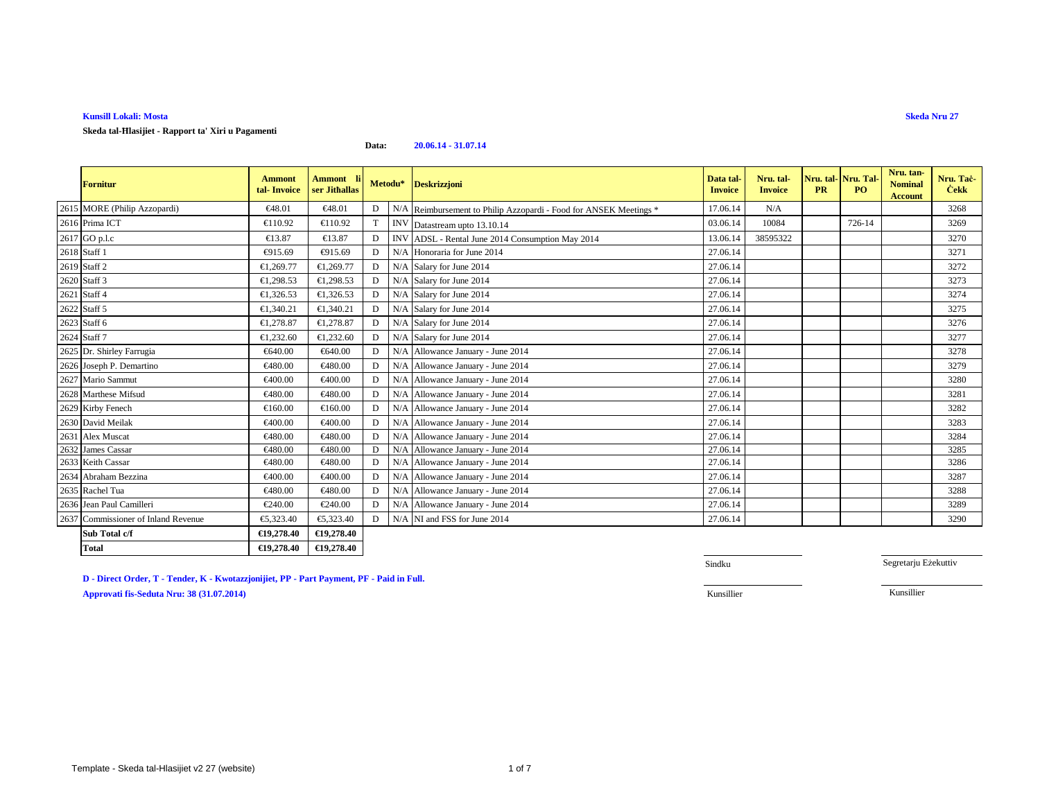**Kunsill Lokali: Mosta**

**Skeda Nru 27**

**Skeda tal-Ħlasijiet - Rapport ta' Xiri u Pagamenti**

**Data: 20.06.14 - 31.07.14**

| | Fornitur | Ammont tal- Invoice | Ammont li ser Jithallas | Metodu* | | Deskrizzjoni | Data tal-Invoice | Nru. tal-Invoice | Nru. tal-PR | Nru. Tal-PO | Nru. tan-Nominal Account | Nru. Taċ-Ċekk |
|---|---|---|---|---|---|---|---|---|---|---|---|---|
| 2615 | MORE (Philip Azzopardi) | €48.01 | €48.01 | D | N/A | Reimbursement to Philip Azzopardi - Food for ANSEK Meetings * | 17.06.14 | N/A | | | | 3268 |
| 2616 | Prima ICT | €110.92 | €110.92 | T | INV | Datastream upto 13.10.14 | 03.06.14 | 10084 | | 726-14 | | 3269 |
| 2617 | GO p.l.c | €13.87 | €13.87 | D | INV | ADSL - Rental June 2014 Consumption May 2014 | 13.06.14 | 38595322 | | | | 3270 |
| 2618 | Staff 1 | €915.69 | €915.69 | D | N/A | Honoraria for June 2014 | 27.06.14 | | | | | 3271 |
| 2619 | Staff 2 | €1,269.77 | €1,269.77 | D | N/A | Salary for June 2014 | 27.06.14 | | | | | 3272 |
| 2620 | Staff 3 | €1,298.53 | €1,298.53 | D | N/A | Salary for June 2014 | 27.06.14 | | | | | 3273 |
| 2621 | Staff 4 | €1,326.53 | €1,326.53 | D | N/A | Salary for June 2014 | 27.06.14 | | | | | 3274 |
| 2622 | Staff 5 | €1,340.21 | €1,340.21 | D | N/A | Salary for June 2014 | 27.06.14 | | | | | 3275 |
| 2623 | Staff 6 | €1,278.87 | €1,278.87 | D | N/A | Salary for June 2014 | 27.06.14 | | | | | 3276 |
| 2624 | Staff 7 | €1,232.60 | €1,232.60 | D | N/A | Salary for June 2014 | 27.06.14 | | | | | 3277 |
| 2625 | Dr. Shirley Farrugia | €640.00 | €640.00 | D | N/A | Allowance January - June 2014 | 27.06.14 | | | | | 3278 |
| 2626 | Joseph P. Demartino | €480.00 | €480.00 | D | N/A | Allowance January - June 2014 | 27.06.14 | | | | | 3279 |
| 2627 | Mario Sammut | €400.00 | €400.00 | D | N/A | Allowance January - June 2014 | 27.06.14 | | | | | 3280 |
| 2628 | Marthese Mifsud | €480.00 | €480.00 | D | N/A | Allowance January - June 2014 | 27.06.14 | | | | | 3281 |
| 2629 | Kirby Fenech | €160.00 | €160.00 | D | N/A | Allowance January - June 2014 | 27.06.14 | | | | | 3282 |
| 2630 | David Meilak | €400.00 | €400.00 | D | N/A | Allowance January - June 2014 | 27.06.14 | | | | | 3283 |
| 2631 | Alex Muscat | €480.00 | €480.00 | D | N/A | Allowance January - June 2014 | 27.06.14 | | | | | 3284 |
| 2632 | James Cassar | €480.00 | €480.00 | D | N/A | Allowance January - June 2014 | 27.06.14 | | | | | 3285 |
| 2633 | Keith Cassar | €480.00 | €480.00 | D | N/A | Allowance January - June 2014 | 27.06.14 | | | | | 3286 |
| 2634 | Abraham Bezzina | €400.00 | €400.00 | D | N/A | Allowance January - June 2014 | 27.06.14 | | | | | 3287 |
| 2635 | Rachel Tua | €480.00 | €480.00 | D | N/A | Allowance January - June 2014 | 27.06.14 | | | | | 3288 |
| 2636 | Jean Paul Camilleri | €240.00 | €240.00 | D | N/A | Allowance January - June 2014 | 27.06.14 | | | | | 3289 |
| 2637 | Commissioner of Inland Revenue | €5,323.40 | €5,323.40 | D | N/A | NI and FSS for June 2014 | 27.06.14 | | | | | 3290 |
| | **Sub Total c/f** | **€19,278.40** | **€19,278.40** | | | | | | | | | |
| | **Total** | **€19,278.40** | **€19,278.40** | | | | | | | | | |

Sindku &nbsp;&nbsp;&nbsp;&nbsp; Segretarju Eżekuttiv

Kunsillier &nbsp;&nbsp;&nbsp;&nbsp; Kunsillier

**D - Direct Order, T - Tender, K - Kwotazzjonijiet, PP - Part Payment, PF - Paid in Full.**

**Approvati fis-Seduta Nru: 38 (31.07.2014)**

Template - Skeda tal-Hlasijiet v2 27 (website)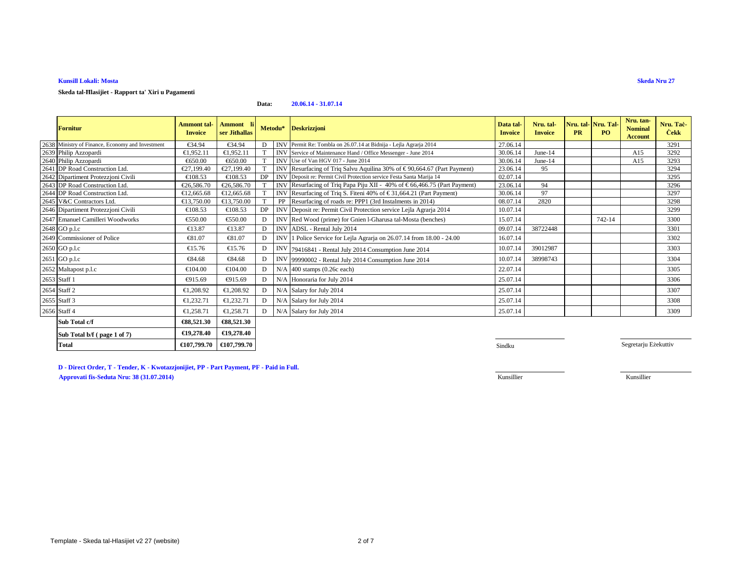**Kunsill Lokali: Mosta**

**Skeda Nru 27**

**Skeda tal-Ħlasijiet - Rapport ta' Xiri u Pagamenti**

**Data: 20.06.14 - 31.07.07**

| | Fornitur | Ammont tal-Invoice | Ammont li ser Jithallas | Metodu* | | Deskrizzjoni | Data tal-Invoice | Nru. tal-Invoice | Nru. tal-PR | Nru. Tal-PO | Nru. tan-Nominal Account | Nru. Taċ-Ċekk |
|---|---|---|---|---|---|---|---|---|---|---|---|---|
| 2638 | Ministry of Finance, Economy and Investment | €34.94 | €34.94 | D | INV | Permit Re: Tombla on 26.07.14 at Bidnija - Lejla Agrarja 2014 | 27.06.14 | | | | | 3291 |
| 2639 | Philip Azzopardi | €1,952.11 | €1,952.11 | T | INV | Service of Maintenance Hand / Office Messenger - June 2014 | 30.06.14 | June-14 | | | A15 | 3292 |
| 2640 | Philip Azzopardi | €650.00 | €650.00 | T | INV | Use of Van HGV 017 - June 2014 | 30.06.14 | June-14 | | | A15 | 3293 |
| 2641 | DP Road Construction Ltd. | €27,199.40 | €27,199.40 | T | INV | Resurfacing of Triq Salvu Aquilina 30% of € 90,664.67 (Part Payment) | 23.06.14 | 95 | | | | 3294 |
| 2642 | Dipartiment Protezzjoni Civili | €108.53 | €108.53 | DP | INV | Deposit re: Permit Civil Protection service Festa Santa Marija 14 | 02.07.14 | | | | | 3295 |
| 2643 | DP Road Construction Ltd. | €26,586.70 | €26,586.70 | T | INV | Resurfacing of Triq Papa Piju XII - 40% of € 66,466.75 (Part Payment) | 23.06.14 | 94 | | | | 3296 |
| 2644 | DP Road Construction Ltd. | €12,665.68 | €12,665.68 | T | INV | Resurfacing of Triq S. Fiteni 40% of € 31,664.21 (Part Payment) | 30.06.14 | 97 | | | | 3297 |
| 2645 | V&C Contractors Ltd. | €13,750.00 | €13,750.00 | T | PP | Resurfacing of roads re: PPP1 (3rd Instalments in 2014) | 08.07.14 | 2820 | | | | 3298 |
| 2646 | Dipartiment Protezzjoni Civili | €108.53 | €108.53 | DP | INV | Deposit re: Permit Civil Protection service Lejla Agrarja 2014 | 10.07.14 | | | | | 3299 |
| 2647 | Emanuel Camilleri Woodworks | €550.00 | €550.00 | D | INV | Red Wood (prime) for Gnien l-Gharusa tal-Mosta (benches) | 15.07.14 | | | 742-14 | | 3300 |
| 2648 | GO p.l.c | €13.87 | €13.87 | D | INV | ADSL - Rental July 2014 | 09.07.14 | 38722448 | | | | 3301 |
| 2649 | Commissioner of Police | €81.07 | €81.07 | D | INV | 1 Police Service for Lejla Agrarja on 26.07.14 from 18.00 - 24.00 | 16.07.14 | | | | | 3302 |
| 2650 | GO p.l.c | €15.76 | €15.76 | D | INV | 79416841 - Rental July 2014 Consumption June 2014 | 10.07.14 | 39012987 | | | | 3303 |
| 2651 | GO p.l.c | €84.68 | €84.68 | D | INV | 99990002 - Rental July 2014 Consumption June 2014 | 10.07.14 | 38998743 | | | | 3304 |
| 2652 | Maltapost p.l.c | €104.00 | €104.00 | D | N/A | 400 stamps (0.26c each) | 22.07.14 | | | | | 3305 |
| 2653 | Staff 1 | €915.69 | €915.69 | D | N/A | Honoraria for July 2014 | 25.07.14 | | | | | 3306 |
| 2654 | Staff 2 | €1,208.92 | €1,208.92 | D | N/A | Salary for July 2014 | 25.07.14 | | | | | 3307 |
| 2655 | Staff 3 | €1,232.71 | €1,232.71 | D | N/A | Salary for July 2014 | 25.07.14 | | | | | 3308 |
| 2656 | Staff 4 | €1,258.71 | €1,258.71 | D | N/A | Salary for July 2014 | 25.07.14 | | | | | 3309 |
| | **Sub Total c/f** | **€88,521.30** | **€88,521.30** | | | | | | | | | |
| | **Sub Total b/f ( page 1 of 7)** | **€19,278.40** | **€19,278.40** | | | | | | | | | |
| | **Total** | **€107,799.70** | **€107,799.70** | | | | | | | | | |

Sindku | Segretarju Eżekuttiv

Kunsillier | Kunsillier

**D - Direct Order, T - Tender, K - Kwotazzjonijiet, PP - Part Payment, PF - Paid in Full.**

**Approvati fis-Seduta Nru: 38 (31.07.2014)**

Template - Skeda tal-Hlasijiet v2 27 (website)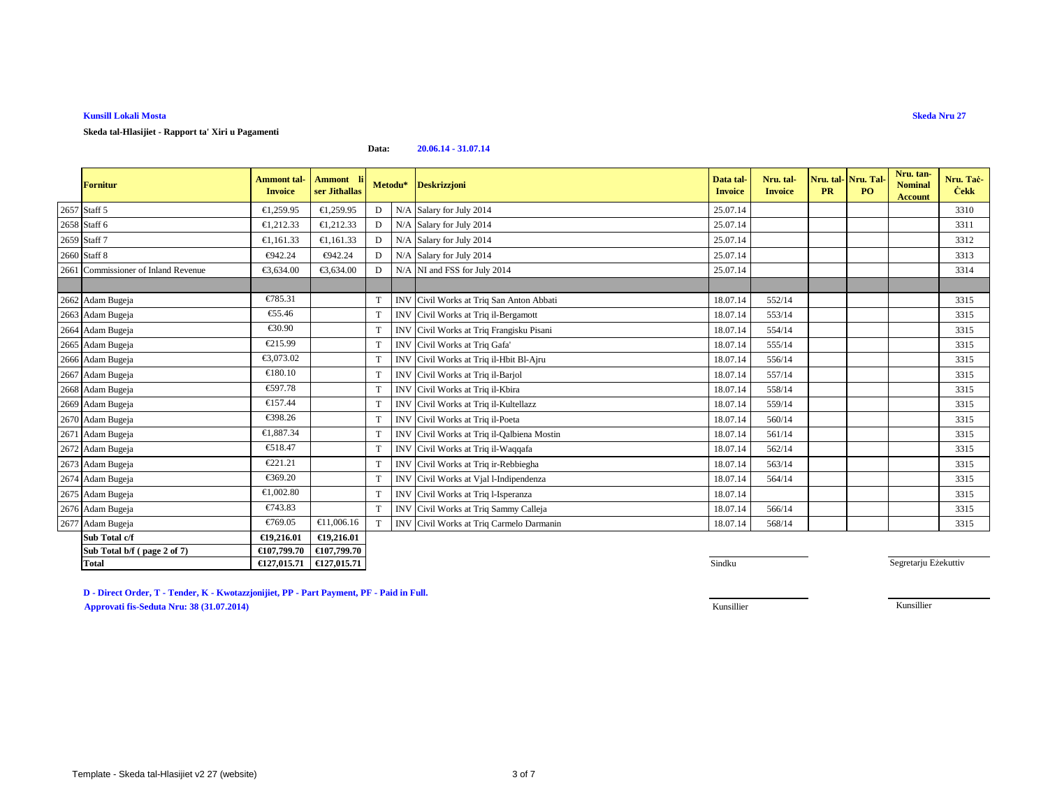**Kunsill Lokali Mosta**

**Skeda Nru 27**

**Skeda tal-Hlasijiet - Rapport ta' Xiri u Pagamenti**

**Data:** **20.06.14 - 31.07.14**

| | Fornitur | Ammont tal-Invoice | Ammont li ser Jithallas | Metodu* | | Deskrizzjoni | Data tal-Invoice | Nru. tal-Invoice | Nru. tal-PR | Nru. Tal-PO | Nru. tan-Nominal Account | Nru. Taċ-Ċekk |
|---|---|---|---|---|---|---|---|---|---|---|---|---|
| 2657 | Staff 5 | €1,259.95 | €1,259.95 | D | N/A | Salary for July 2014 | 25.07.14 | | | | | 3310 |
| 2658 | Staff 6 | €1,212.33 | €1,212.33 | D | N/A | Salary for July 2014 | 25.07.14 | | | | | 3311 |
| 2659 | Staff 7 | €1,161.33 | €1,161.33 | D | N/A | Salary for July 2014 | 25.07.14 | | | | | 3312 |
| 2660 | Staff 8 | €942.24 | €942.24 | D | N/A | Salary for July 2014 | 25.07.14 | | | | | 3313 |
| 2661 | Commissioner of Inland Revenue | €3,634.00 | €3,634.00 | D | N/A | NI and FSS for July 2014 | 25.07.14 | | | | | 3314 |
| | | | | | | | | | | | | |
| 2662 | Adam Bugeja | €785.31 | | T | INV | Civil Works at Triq San Anton Abbati | 18.07.14 | 552/14 | | | | 3315 |
| 2663 | Adam Bugeja | €55.46 | | T | INV | Civil Works at Triq il-Bergamott | 18.07.14 | 553/14 | | | | 3315 |
| 2664 | Adam Bugeja | €30.90 | | T | INV | Civil Works at Triq Frangisku Pisani | 18.07.14 | 554/14 | | | | 3315 |
| 2665 | Adam Bugeja | €215.99 | | T | INV | Civil Works at Triq Gafa' | 18.07.14 | 555/14 | | | | 3315 |
| 2666 | Adam Bugeja | €3,073.02 | | T | INV | Civil Works at Triq il-Hbit Bl-Ajru | 18.07.14 | 556/14 | | | | 3315 |
| 2667 | Adam Bugeja | €180.10 | | T | INV | Civil Works at Triq il-Barjol | 18.07.14 | 557/14 | | | | 3315 |
| 2668 | Adam Bugeja | €597.78 | | T | INV | Civil Works at Triq il-Kbira | 18.07.14 | 558/14 | | | | 3315 |
| 2669 | Adam Bugeja | €157.44 | | T | INV | Civil Works at Triq il-Kultellazz | 18.07.14 | 559/14 | | | | 3315 |
| 2670 | Adam Bugeja | €398.26 | | T | INV | Civil Works at Triq il-Poeta | 18.07.14 | 560/14 | | | | 3315 |
| 2671 | Adam Bugeja | €1,887.34 | | T | INV | Civil Works at Triq il-Qalbiena Mostin | 18.07.14 | 561/14 | | | | 3315 |
| 2672 | Adam Bugeja | €518.47 | | T | INV | Civil Works at Triq il-Waqqafa | 18.07.14 | 562/14 | | | | 3315 |
| 2673 | Adam Bugeja | €221.21 | | T | INV | Civil Works at Triq ir-Rebbiegha | 18.07.14 | 563/14 | | | | 3315 |
| 2674 | Adam Bugeja | €369.20 | | T | INV | Civil Works at Vjal l-Indipendenza | 18.07.14 | 564/14 | | | | 3315 |
| 2675 | Adam Bugeja | €1,002.80 | | T | INV | Civil Works at Triq l-Isperanza | 18.07.14 | | | | | 3315 |
| 2676 | Adam Bugeja | €743.83 | | T | INV | Civil Works at Triq Sammy Calleja | 18.07.14 | 566/14 | | | | 3315 |
| 2677 | Adam Bugeja | €769.05 | €11,006.16 | T | INV | Civil Works at Triq Carmelo Darmanin | 18.07.14 | 568/14 | | | | 3315 |
| | **Sub Total c/f** | **€19,216.01** | **€19,216.01** | | | | | | | | | |
| | **Sub Total b/f ( page 2 of 7)** | **€107,799.70** | **€107,799.70** | | | | | | | | | |
| | **Total** | **€127,015.71** | **€127,015.71** | | | | | | | | | |

Sindku

Segretarju Eżekuttiv

**D - Direct Order, T - Tender, K - Kwotazzjonijiet, PP - Part Payment, PF - Paid in Full.**

**Approvati fis-Seduta Nru: 38 (31.07.2014)**

Kunsillier

Kunsillier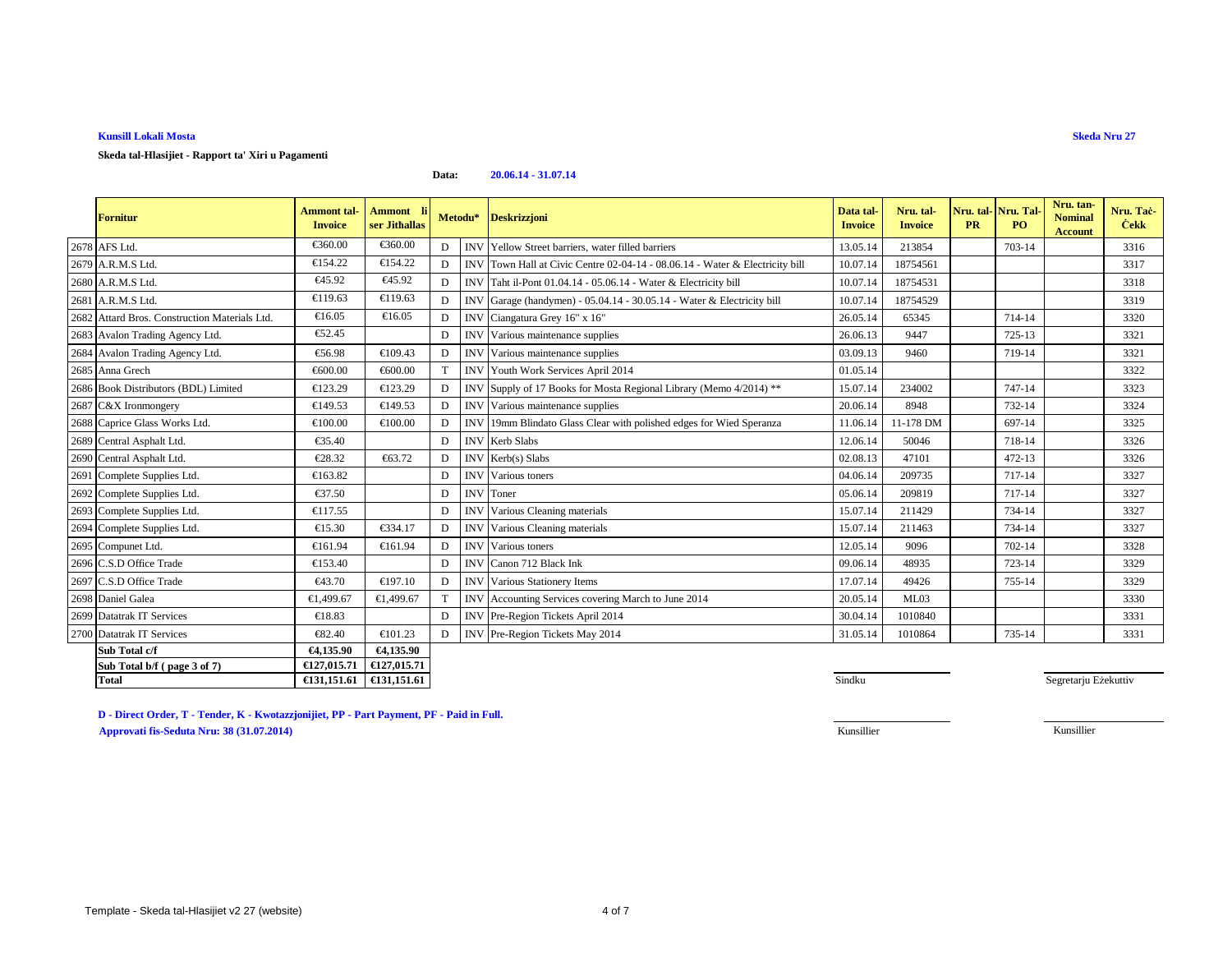**Kunsill Lokali Mosta**

**Skeda Nru 27**

**Skeda tal-Hlasijiet - Rapport ta' Xiri u Pagamenti**

**Data:** **20.06.14 - 31.07.14**

| | Fornitur | Ammont tal-Invoice | Ammont li ser Jithallas | Metodu* | | Deskrizzjoni | Data tal-Invoice | Nru. tal-Invoice | Nru. tal-PR | Nru. Tal-PO | Nru. tan-Nominal Account | Nru. Taċ-Ċekk |
|---|---|---|---|---|---|---|---|---|---|---|---|---|
| 2678 | AFS Ltd. | €360.00 | €360.00 | D | INV | Yellow Street barriers, water filled barriers | 13.05.14 | 213854 | | 703-14 | | 3316 |
| 2679 | A.R.M.S Ltd. | €154.22 | €154.22 | D | INV | Town Hall at Civic Centre 02-04-14 - 08.06.14 - Water & Electricity bill | 10.07.14 | 18754561 | | | | 3317 |
| 2680 | A.R.M.S Ltd. | €45.92 | €45.92 | D | INV | Taht il-Pont 01.04.14 - 05.06.14 - Water & Electricity bill | 10.07.14 | 18754531 | | | | 3318 |
| 2681 | A.R.M.S Ltd. | €119.63 | €119.63 | D | INV | Garage (handymen) - 05.04.14 - 30.05.14 - Water & Electricity bill | 10.07.14 | 18754529 | | | | 3319 |
| 2682 | Attard Bros. Construction Materials Ltd. | €16.05 | €16.05 | D | INV | Ciangatura Grey 16" x 16" | 26.05.14 | 65345 | | 714-14 | | 3320 |
| 2683 | Avalon Trading Agency Ltd. | €52.45 | | D | INV | Various maintenance supplies | 26.06.13 | 9447 | | 725-13 | | 3321 |
| 2684 | Avalon Trading Agency Ltd. | €56.98 | €109.43 | D | INV | Various maintenance supplies | 03.09.13 | 9460 | | 719-14 | | 3321 |
| 2685 | Anna Grech | €600.00 | €600.00 | T | INV | Youth Work Services April 2014 | 01.05.14 | | | | | 3322 |
| 2686 | Book Distributors (BDL) Limited | €123.29 | €123.29 | D | INV | Supply of 17 Books for Mosta Regional Library (Memo 4/2014) ** | 15.07.14 | 234002 | | 747-14 | | 3323 |
| 2687 | C&X Ironmongery | €149.53 | €149.53 | D | INV | Various maintenance supplies | 20.06.14 | 8948 | | 732-14 | | 3324 |
| 2688 | Caprice Glass Works Ltd. | €100.00 | €100.00 | D | INV | 19mm Blindato Glass Clear with polished edges for Wied Speranza | 11.06.14 | 11-178 DM | | 697-14 | | 3325 |
| 2689 | Central Asphalt Ltd. | €35.40 | | D | INV | Kerb Slabs | 12.06.14 | 50046 | | 718-14 | | 3326 |
| 2690 | Central Asphalt Ltd. | €28.32 | €63.72 | D | INV | Kerb(s) Slabs | 02.08.13 | 47101 | | 472-13 | | 3326 |
| 2691 | Complete Supplies Ltd. | €163.82 | | D | INV | Various toners | 04.06.14 | 209735 | | 717-14 | | 3327 |
| 2692 | Complete Supplies Ltd. | €37.50 | | D | INV | Toner | 05.06.14 | 209819 | | 717-14 | | 3327 |
| 2693 | Complete Supplies Ltd. | €117.55 | | D | INV | Various Cleaning materials | 15.07.14 | 211429 | | 734-14 | | 3327 |
| 2694 | Complete Supplies Ltd. | €15.30 | €334.17 | D | INV | Various Cleaning materials | 15.07.14 | 211463 | | 734-14 | | 3327 |
| 2695 | Compunet Ltd. | €161.94 | €161.94 | D | INV | Various toners | 12.05.14 | 9096 | | 702-14 | | 3328 |
| 2696 | C.S.D Office Trade | €153.40 | | D | INV | Canon 712 Black Ink | 09.06.14 | 48935 | | 723-14 | | 3329 |
| 2697 | C.S.D Office Trade | €43.70 | €197.10 | D | INV | Various Stationery Items | 17.07.14 | 49426 | | 755-14 | | 3329 |
| 2698 | Daniel Galea | €1,499.67 | €1,499.67 | T | INV | Accounting Services covering March to June 2014 | 20.05.14 | ML03 | | | | 3330 |
| 2699 | Datatrak IT Services | €18.83 | | D | INV | Pre-Region Tickets April 2014 | 30.04.14 | 1010840 | | | | 3331 |
| 2700 | Datatrak IT Services | €82.40 | €101.23 | D | INV | Pre-Region Tickets May 2014 | 31.05.14 | 1010864 | | 735-14 | | 3331 |
| | **Sub Total c/f** | **€4,135.90** | **€4,135.90** | | | | | | | | | |
| | **Sub Total b/f ( page 3 of 7)** | **€127,015.71** | **€127,015.71** | | | | | | | | | |
| | **Total** | **€131,151.61** | **€131,151.61** | | | | | | | | | |

Sindku — Segretarju Eżekuttiv

Kunsillier — Kunsillier

**D - Direct Order, T - Tender, K - Kwotazzjonijiet, PP - Part Payment, PF - Paid in Full.**

**Approvati fis-Seduta Nru: 38 (31.07.2014)**

Template - Skeda tal-Hlasijiet v2 27 (website)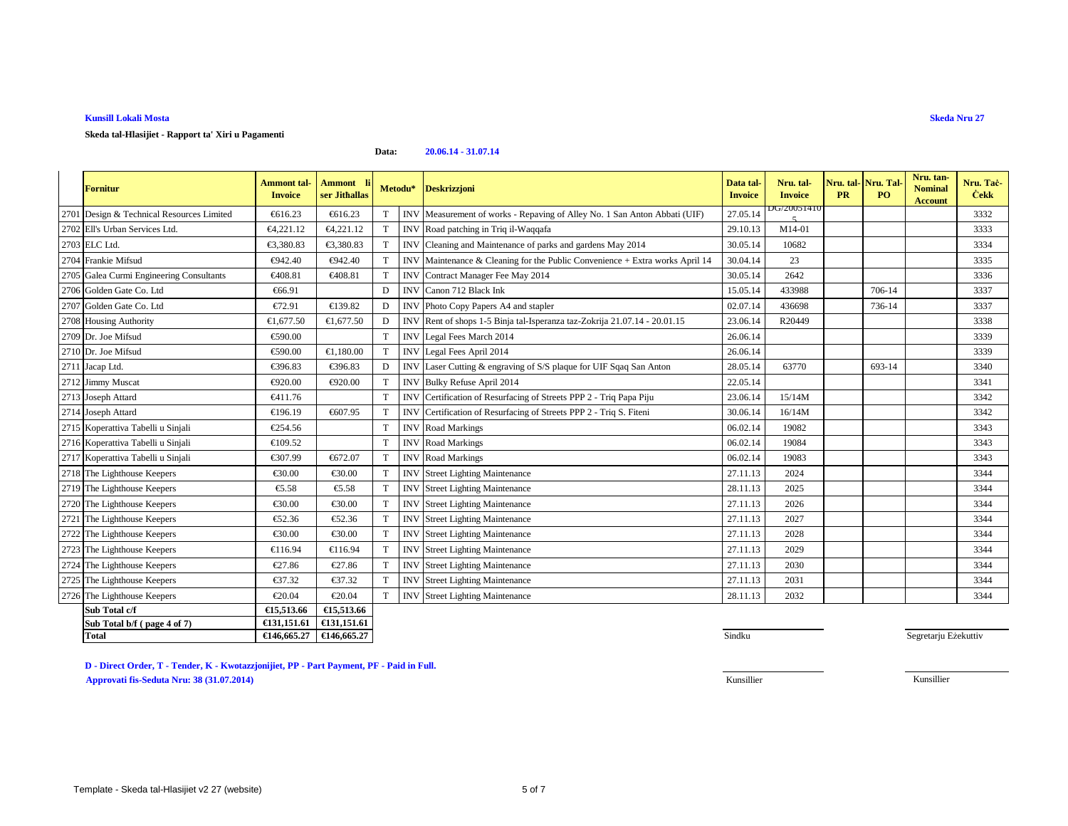**Kunsill Lokali Mosta**

**Skeda Nru 27**

**Skeda tal-Hlasijiet - Rapport ta' Xiri u Pagamenti**

**Data: 20.06.14 - 31.07.14**

| | Fornitur | Ammont tal-Invoice | Ammont li ser Jithallas | Metodu* | | Deskrizzjoni | Data tal-Invoice | Nru. tal-Invoice | Nru. tal-PR | Nru. Tal-PO | Nru. tan-Nominal Account | Nru. Taċ-Ċekk |
|---|---|---|---|---|---|---|---|---|---|---|---|---|
| 2701 | Design & Technical Resources Limited | €616.23 | €616.23 | T | INV | Measurement of works - Repaving of Alley No. 1 San Anton Abbati (UIF) | 27.05.14 | DG/200514105 | | | | 3332 |
| 2702 | Ell's Urban Services Ltd. | €4,221.12 | €4,221.12 | T | INV | Road patching in Triq il-Waqqafa | 29.10.13 | M14-01 | | | | 3333 |
| 2703 | ELC Ltd. | €3,380.83 | €3,380.83 | T | INV | Cleaning and Maintenance of parks and gardens May 2014 | 30.05.14 | 10682 | | | | 3334 |
| 2704 | Frankie Mifsud | €942.40 | €942.40 | T | INV | Maintenance & Cleaning for the Public Convenience + Extra works April 14 | 30.04.14 | 23 | | | | 3335 |
| 2705 | Galea Curmi Engineering Consultants | €408.81 | €408.81 | T | INV | Contract Manager Fee May 2014 | 30.05.14 | 2642 | | | | 3336 |
| 2706 | Golden Gate Co. Ltd | €66.91 | | D | INV | Canon 712 Black Ink | 15.05.14 | 433988 | | 706-14 | | 3337 |
| 2707 | Golden Gate Co. Ltd | €72.91 | €139.82 | D | INV | Photo Copy Papers A4 and stapler | 02.07.14 | 436698 | | 736-14 | | 3337 |
| 2708 | Housing Authority | €1,677.50 | €1,677.50 | D | INV | Rent of shops 1-5 Binja tal-Isperanza taz-Zokrija 21.07.14 - 20.01.15 | 23.06.14 | R20449 | | | | 3338 |
| 2709 | Dr. Joe Mifsud | €590.00 | | T | INV | Legal Fees March 2014 | 26.06.14 | | | | | 3339 |
| 2710 | Dr. Joe Mifsud | €590.00 | €1,180.00 | T | INV | Legal Fees April 2014 | 26.06.14 | | | | | 3339 |
| 2711 | Jacap Ltd. | €396.83 | €396.83 | D | INV | Laser Cutting & engraving of S/S plaque for UIF Sqaq San Anton | 28.05.14 | 63770 | | 693-14 | | 3340 |
| 2712 | Jimmy Muscat | €920.00 | €920.00 | T | INV | Bulky Refuse April 2014 | 22.05.14 | | | | | 3341 |
| 2713 | Joseph Attard | €411.76 | | T | INV | Certification of Resurfacing of Streets PPP 2 - Triq Papa Piju | 23.06.14 | 15/14M | | | | 3342 |
| 2714 | Joseph Attard | €196.19 | €607.95 | T | INV | Certification of Resurfacing of Streets PPP 2 - Triq S. Fiteni | 30.06.14 | 16/14M | | | | 3342 |
| 2715 | Koperattiva Tabelli u Sinjali | €254.56 | | T | INV | Road Markings | 06.02.14 | 19082 | | | | 3343 |
| 2716 | Koperattiva Tabelli u Sinjali | €109.52 | | T | INV | Road Markings | 06.02.14 | 19084 | | | | 3343 |
| 2717 | Koperattiva Tabelli u Sinjali | €307.99 | €672.07 | T | INV | Road Markings | 06.02.14 | 19083 | | | | 3343 |
| 2718 | The Lighthouse Keepers | €30.00 | €30.00 | T | INV | Street Lighting Maintenance | 27.11.13 | 2024 | | | | 3344 |
| 2719 | The Lighthouse Keepers | €5.58 | €5.58 | T | INV | Street Lighting Maintenance | 28.11.13 | 2025 | | | | 3344 |
| 2720 | The Lighthouse Keepers | €30.00 | €30.00 | T | INV | Street Lighting Maintenance | 27.11.13 | 2026 | | | | 3344 |
| 2721 | The Lighthouse Keepers | €52.36 | €52.36 | T | INV | Street Lighting Maintenance | 27.11.13 | 2027 | | | | 3344 |
| 2722 | The Lighthouse Keepers | €30.00 | €30.00 | T | INV | Street Lighting Maintenance | 27.11.13 | 2028 | | | | 3344 |
| 2723 | The Lighthouse Keepers | €116.94 | €116.94 | T | INV | Street Lighting Maintenance | 27.11.13 | 2029 | | | | 3344 |
| 2724 | The Lighthouse Keepers | €27.86 | €27.86 | T | INV | Street Lighting Maintenance | 27.11.13 | 2030 | | | | 3344 |
| 2725 | The Lighthouse Keepers | €37.32 | €37.32 | T | INV | Street Lighting Maintenance | 27.11.13 | 2031 | | | | 3344 |
| 2726 | The Lighthouse Keepers | €20.04 | €20.04 | T | INV | Street Lighting Maintenance | 28.11.13 | 2032 | | | | 3344 |
| | **Sub Total c/f** | **€15,513.66** | **€15,513.66** | | | | | | | | | |
| | **Sub Total b/f ( page 4 of 7)** | **€131,151.61** | **€131,151.61** | | | | | | | | | |
| | **Total** | **€146,665.27** | **€146,665.27** | | | | | | | | | |

Sindku — Segretarju Eżekuttiv

Kunsillier — Kunsillier

**D - Direct Order, T - Tender, K - Kwotazzjonijiet, PP - Part Payment, PF - Paid in Full.**

**Approvati fis-Seduta Nru: 38 (31.07.2014)**

Template - Skeda tal-Hlasijiet v2 27 (website)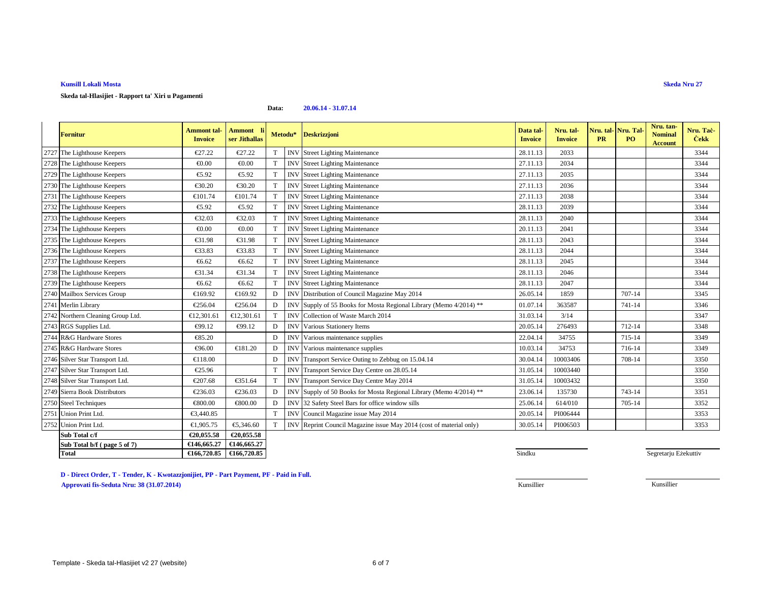**Kunsill Lokali Mosta**

**Skeda Nru 27**

**Skeda tal-Hlasijiet - Rapport ta' Xiri u Pagamenti**

**Data: 20.06.14 - 31.07.14**

| | Fornitur | Ammont tal-Invoice | Ammont li ser Jithallas | Metodu* | | Deskrizzjoni | Data tal-Invoice | Nru. tal-Invoice | Nru. tal-PR | Nru. Tal-PO | Nru. tan-Nominal Account | Nru. Taċ-Ċekk |
|---|---|---|---|---|---|---|---|---|---|---|---|---|
| 2727 | The Lighthouse Keepers | €27.22 | €27.22 | T | INV | Street Lighting Maintenance | 28.11.13 | 2033 | | | | 3344 |
| 2728 | The Lighthouse Keepers | €0.00 | €0.00 | T | INV | Street Lighting Maintenance | 27.11.13 | 2034 | | | | 3344 |
| 2729 | The Lighthouse Keepers | €5.92 | €5.92 | T | INV | Street Lighting Maintenance | 27.11.13 | 2035 | | | | 3344 |
| 2730 | The Lighthouse Keepers | €30.20 | €30.20 | T | INV | Street Lighting Maintenance | 27.11.13 | 2036 | | | | 3344 |
| 2731 | The Lighthouse Keepers | €101.74 | €101.74 | T | INV | Street Lighting Maintenance | 27.11.13 | 2038 | | | | 3344 |
| 2732 | The Lighthouse Keepers | €5.92 | €5.92 | T | INV | Street Lighting Maintenance | 28.11.13 | 2039 | | | | 3344 |
| 2733 | The Lighthouse Keepers | €32.03 | €32.03 | T | INV | Street Lighting Maintenance | 28.11.13 | 2040 | | | | 3344 |
| 2734 | The Lighthouse Keepers | €0.00 | €0.00 | T | INV | Street Lighting Maintenance | 20.11.13 | 2041 | | | | 3344 |
| 2735 | The Lighthouse Keepers | €31.98 | €31.98 | T | INV | Street Lighting Maintenance | 28.11.13 | 2043 | | | | 3344 |
| 2736 | The Lighthouse Keepers | €33.83 | €33.83 | T | INV | Street Lighting Maintenance | 28.11.13 | 2044 | | | | 3344 |
| 2737 | The Lighthouse Keepers | €6.62 | €6.62 | T | INV | Street Lighting Maintenance | 28.11.13 | 2045 | | | | 3344 |
| 2738 | The Lighthouse Keepers | €31.34 | €31.34 | T | INV | Street Lighting Maintenance | 28.11.13 | 2046 | | | | 3344 |
| 2739 | The Lighthouse Keepers | €6.62 | €6.62 | T | INV | Street Lighting Maintenance | 28.11.13 | 2047 | | | | 3344 |
| 2740 | Mailbox Services Group | €169.92 | €169.92 | D | INV | Distribution of Council Magazine May 2014 | 26.05.14 | 1859 | | 707-14 | | 3345 |
| 2741 | Merlin Library | €256.04 | €256.04 | D | INV | Supply of 55 Books for Mosta Regional Library (Memo 4/2014) ** | 01.07.14 | 363587 | | 741-14 | | 3346 |
| 2742 | Northern Cleaning Group Ltd. | €12,301.61 | €12,301.61 | T | INV | Collection of Waste March 2014 | 31.03.14 | 3/14 | | | | 3347 |
| 2743 | RGS Supplies Ltd. | €99.12 | €99.12 | D | INV | Various Stationery Items | 20.05.14 | 276493 | | 712-14 | | 3348 |
| 2744 | R&G Hardware Stores | €85.20 | | D | INV | Various maintenance supplies | 22.04.14 | 34755 | | 715-14 | | 3349 |
| 2745 | R&G Hardware Stores | €96.00 | €181.20 | D | INV | Various maintenance supplies | 10.03.14 | 34753 | | 716-14 | | 3349 |
| 2746 | Silver Star Transport Ltd. | €118.00 | | D | INV | Transport Service Outing to Zebbug on 15.04.14 | 30.04.14 | 10003406 | | 708-14 | | 3350 |
| 2747 | Silver Star Transport Ltd. | €25.96 | | T | INV | Transport Service Day Centre on 28.05.14 | 31.05.14 | 10003440 | | | | 3350 |
| 2748 | Silver Star Transport Ltd. | €207.68 | €351.64 | T | INV | Transport Service Day Centre May 2014 | 31.05.14 | 10003432 | | | | 3350 |
| 2749 | Sierra Book Distributors | €236.03 | €236.03 | D | INV | Supply of 50 Books for Mosta Regional Library (Memo 4/2014) ** | 23.06.14 | 135730 | | 743-14 | | 3351 |
| 2750 | Steel Techniques | €800.00 | €800.00 | D | INV | 32 Safety Steel Bars for office window sills | 25.06.14 | 614/010 | | 705-14 | | 3352 |
| 2751 | Union Print Ltd. | €3,440.85 | | T | INV | Council Magazine issue May 2014 | 20.05.14 | PI006444 | | | | 3353 |
| 2752 | Union Print Ltd. | €1,905.75 | €5,346.60 | T | INV | Reprint Council Magazine issue May 2014 (cost of material only) | 30.05.14 | PI006503 | | | | 3353 |
| | **Sub Total c/f** | **€20,055.58** | **€20,055.58** | | | | | | | | | |
| | **Sub Total b/f ( page 5 of 7)** | **€146,665.27** | **€146,665.27** | | | | | | | | | |
| | **Total** | **€166,720.85** | **€166,720.85** | | | | | | | | | |

Sindku

Segretarju Eżekuttiv

Kunsillier

Kunsillier

**D - Direct Order, T - Tender, K - Kwotazzjonijiet, PP - Part Payment, PF - Paid in Full.**

**Approvati fis-Seduta Nru: 38 (31.07.2014)**

Template - Skeda tal-Hlasijiet v2 27 (website)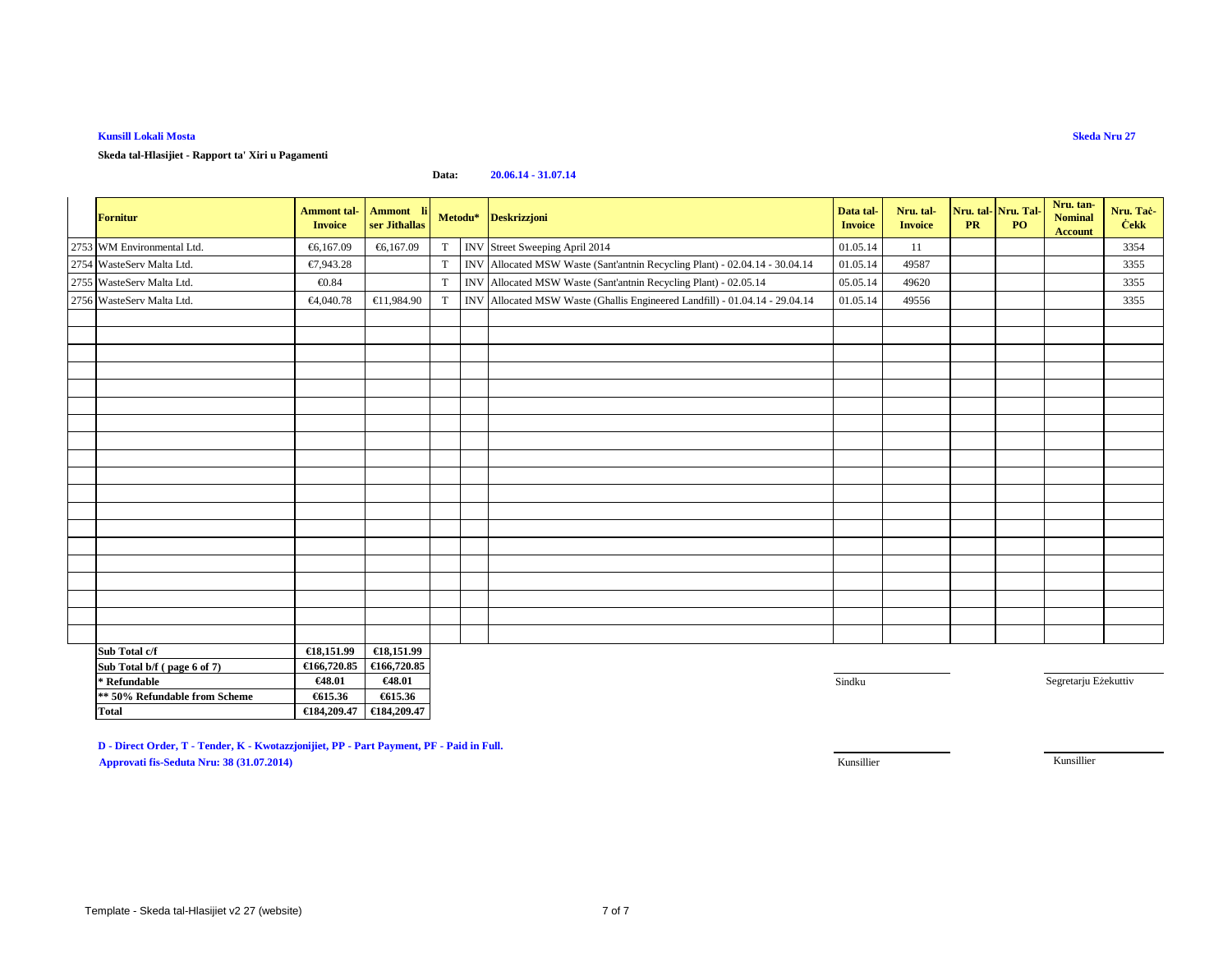**Kunsill Lokali Mosta**

**Skeda Nru 27**

**Skeda tal-Hlasijiet - Rapport ta' Xiri u Pagamenti**

**Data:** **20.06.14 - 31.07.14**

| | Fornitur | Ammont tal-Invoice | Ammont li ser Jithallas | Metodu* | | Deskrizzjoni | Data tal-Invoice | Nru. tal-Invoice | Nru. tal-PR | Nru. Tal-PO | Nru. tan-Nominal Account | Nru. Taċ-Ċekk |
|---|---|---|---|---|---|---|---|---|---|---|---|---|
| 2753 | WM Environmental Ltd. | €6,167.09 | €6,167.09 | T | INV | Street Sweeping April 2014 | 01.05.14 | 11 | | | | 3354 |
| 2754 | WasteServ Malta Ltd. | €7,943.28 | | T | INV | Allocated MSW Waste (Sant'antnin Recycling Plant) - 02.04.14 - 30.04.14 | 01.05.14 | 49587 | | | | 3355 |
| 2755 | WasteServ Malta Ltd. | €0.84 | | T | INV | Allocated MSW Waste (Sant'antnin Recycling Plant) - 02.05.14 | 05.05.14 | 49620 | | | | 3355 |
| 2756 | WasteServ Malta Ltd. | €4,040.78 | €11,984.90 | T | INV | Allocated MSW Waste (Ghallis Engineered Landfill) - 01.04.14 - 29.04.14 | 01.05.14 | 49556 | | | | 3355 |

| | | |
|---|---|---|
| **Sub Total c/f** | **€18,151.99** | **€18,151.99** |
| **Sub Total b/f ( page 6 of 7)** | **€166,720.85** | **€166,720.85** |
| *** Refundable** | **€48.01** | **€48.01** |
| **** 50% Refundable from Scheme** | **€615.36** | **€615.36** |
| **Total** | **€184,209.47** | **€184,209.47** |

Sindku

Segretarju Eżekuttiv

**D - Direct Order, T - Tender, K - Kwotazzjonijiet, PP - Part Payment, PF - Paid in Full.**

**Approvati fis-Seduta Nru: 38 (31.07.2014)**

Kunsillier

Kunsillier

Template - Skeda tal-Hlasijiet v2 27 (website)